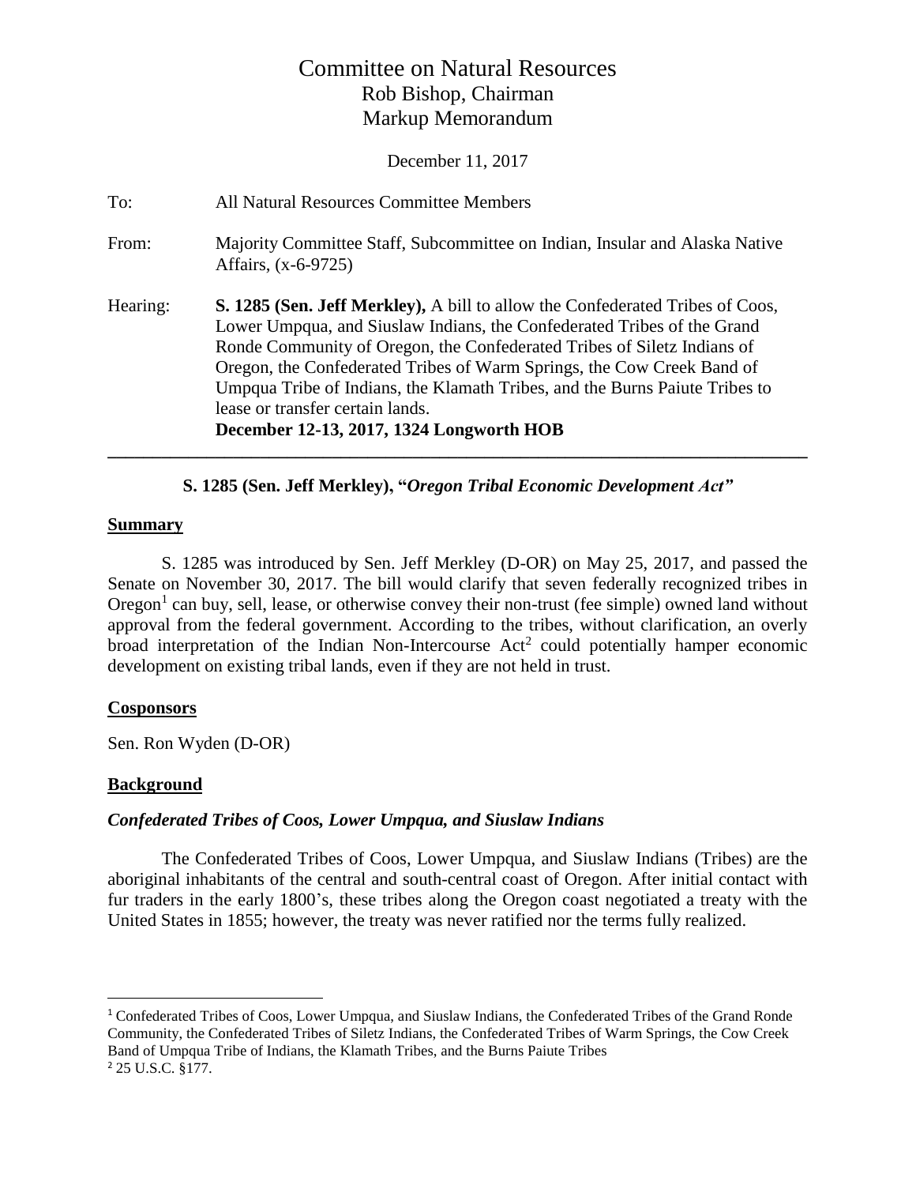# Committee on Natural Resources

Rob Bishop, Chairman

Markup Memorandum

December 11, 2017

To: All Natural Resources Committee Members

From: Majority Committee Staff, Subcommittee on Indian, Insular and Alaska Native Affairs, (x-6-9725)

Hearing: **S. 1285 (Sen. Jeff Merkley),** A bill to allow the Confederated Tribes of Coos, Lower Umpqua, and Siuslaw Indians, the Confederated Tribes of the Grand Ronde Community of Oregon, the Confederated Tribes of Siletz Indians of Oregon, the Confederated Tribes of Warm Springs, the Cow Creek Band of Umpqua Tribe of Indians, the Klamath Tribes, and the Burns Paiute Tribes to lease or transfer certain lands.
**December 12-13, 2017, 1324 Longworth HOB**

---

**S. 1285 (Sen. Jeff Merkley), "*Oregon Tribal Economic Development Act*"**

## Summary

S. 1285 was introduced by Sen. Jeff Merkley (D-OR) on May 25, 2017, and passed the Senate on November 30, 2017. The bill would clarify that seven federally recognized tribes in Oregon[1] can buy, sell, lease, or otherwise convey their non-trust (fee simple) owned land without approval from the federal government. According to the tribes, without clarification, an overly broad interpretation of the Indian Non-Intercourse Act[2] could potentially hamper economic development on existing tribal lands, even if they are not held in trust.

## Cosponsors

Sen. Ron Wyden (D-OR)

## Background

### *Confederated Tribes of Coos, Lower Umpqua, and Siuslaw Indians*

The Confederated Tribes of Coos, Lower Umpqua, and Siuslaw Indians (Tribes) are the aboriginal inhabitants of the central and south-central coast of Oregon. After initial contact with fur traders in the early 1800's, these tribes along the Oregon coast negotiated a treaty with the United States in 1855; however, the treaty was never ratified nor the terms fully realized.

---

[1] Confederated Tribes of Coos, Lower Umpqua, and Siuslaw Indians, the Confederated Tribes of the Grand Ronde Community, the Confederated Tribes of Siletz Indians, the Confederated Tribes of Warm Springs, the Cow Creek Band of Umpqua Tribe of Indians, the Klamath Tribes, and the Burns Paiute Tribes

[2] 25 U.S.C. §177.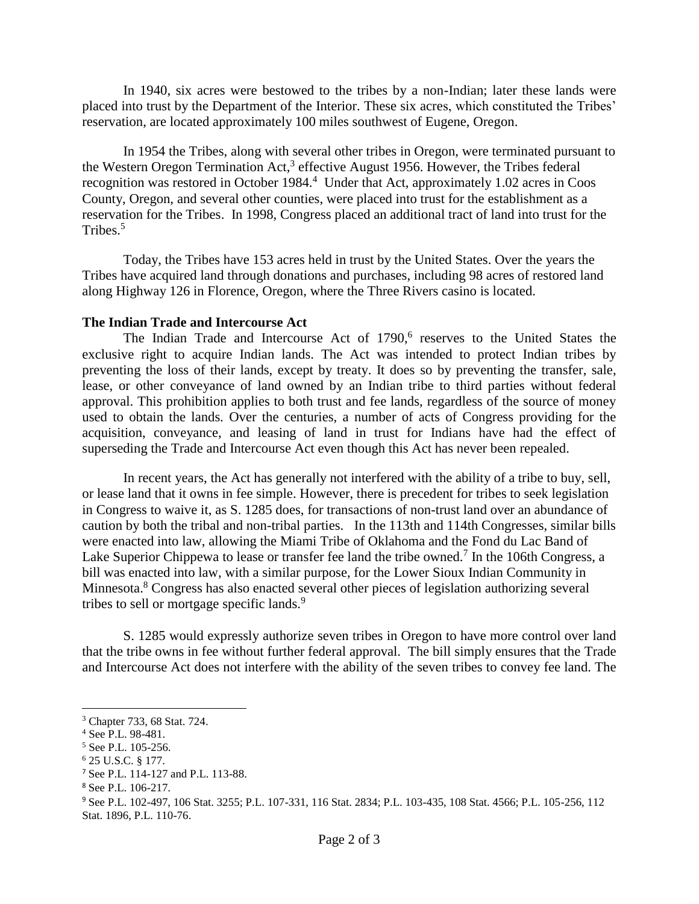In 1940, six acres were bestowed to the tribes by a non-Indian; later these lands were placed into trust by the Department of the Interior. These six acres, which constituted the Tribes' reservation, are located approximately 100 miles southwest of Eugene, Oregon.

In 1954 the Tribes, along with several other tribes in Oregon, were terminated pursuant to the Western Oregon Termination Act,[3] effective August 1956. However, the Tribes federal recognition was restored in October 1984.[4] Under that Act, approximately 1.02 acres in Coos County, Oregon, and several other counties, were placed into trust for the establishment as a reservation for the Tribes. In 1998, Congress placed an additional tract of land into trust for the Tribes.[5]

Today, the Tribes have 153 acres held in trust by the United States. Over the years the Tribes have acquired land through donations and purchases, including 98 acres of restored land along Highway 126 in Florence, Oregon, where the Three Rivers casino is located.

**The Indian Trade and Intercourse Act**

The Indian Trade and Intercourse Act of 1790,[6] reserves to the United States the exclusive right to acquire Indian lands. The Act was intended to protect Indian tribes by preventing the loss of their lands, except by treaty. It does so by preventing the transfer, sale, lease, or other conveyance of land owned by an Indian tribe to third parties without federal approval. This prohibition applies to both trust and fee lands, regardless of the source of money used to obtain the lands. Over the centuries, a number of acts of Congress providing for the acquisition, conveyance, and leasing of land in trust for Indians have had the effect of superseding the Trade and Intercourse Act even though this Act has never been repealed.

In recent years, the Act has generally not interfered with the ability of a tribe to buy, sell, or lease land that it owns in fee simple. However, there is precedent for tribes to seek legislation in Congress to waive it, as S. 1285 does, for transactions of non-trust land over an abundance of caution by both the tribal and non-tribal parties. In the 113th and 114th Congresses, similar bills were enacted into law, allowing the Miami Tribe of Oklahoma and the Fond du Lac Band of Lake Superior Chippewa to lease or transfer fee land the tribe owned.[7] In the 106th Congress, a bill was enacted into law, with a similar purpose, for the Lower Sioux Indian Community in Minnesota.[8] Congress has also enacted several other pieces of legislation authorizing several tribes to sell or mortgage specific lands.[9]

S. 1285 would expressly authorize seven tribes in Oregon to have more control over land that the tribe owns in fee without further federal approval. The bill simply ensures that the Trade and Intercourse Act does not interfere with the ability of the seven tribes to convey fee land. The

---

[3] Chapter 733, 68 Stat. 724.

[4] See P.L. 98-481.

[5] See P.L. 105-256.

[6] 25 U.S.C. § 177.

[7] See P.L. 114-127 and P.L. 113-88.

[8] See P.L. 106-217.

[9] See P.L. 102-497, 106 Stat. 3255; P.L. 107-331, 116 Stat. 2834; P.L. 103-435, 108 Stat. 4566; P.L. 105-256, 112 Stat. 1896, P.L. 110-76.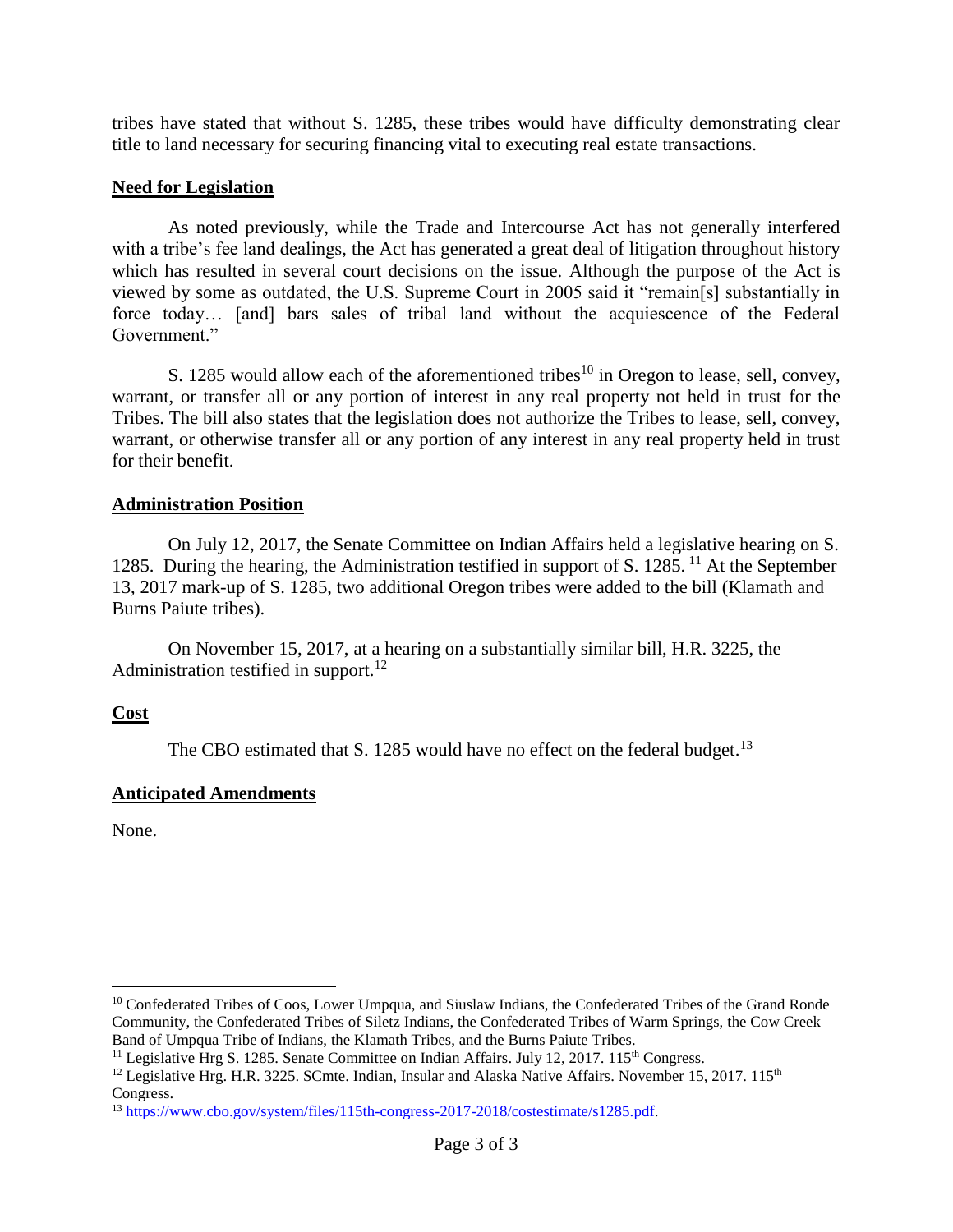tribes have stated that without S. 1285, these tribes would have difficulty demonstrating clear title to land necessary for securing financing vital to executing real estate transactions.

**Need for Legislation**

As noted previously, while the Trade and Intercourse Act has not generally interfered with a tribe's fee land dealings, the Act has generated a great deal of litigation throughout history which has resulted in several court decisions on the issue. Although the purpose of the Act is viewed by some as outdated, the U.S. Supreme Court in 2005 said it "remain[s] substantially in force today… [and] bars sales of tribal land without the acquiescence of the Federal Government."

S. 1285 would allow each of the aforementioned tribes[10] in Oregon to lease, sell, convey, warrant, or transfer all or any portion of interest in any real property not held in trust for the Tribes. The bill also states that the legislation does not authorize the Tribes to lease, sell, convey, warrant, or otherwise transfer all or any portion of any interest in any real property held in trust for their benefit.

**Administration Position**

On July 12, 2017, the Senate Committee on Indian Affairs held a legislative hearing on S. 1285. During the hearing, the Administration testified in support of S. 1285.[11] At the September 13, 2017 mark-up of S. 1285, two additional Oregon tribes were added to the bill (Klamath and Burns Paiute tribes).

On November 15, 2017, at a hearing on a substantially similar bill, H.R. 3225, the Administration testified in support.[12]

**Cost**

The CBO estimated that S. 1285 would have no effect on the federal budget.[13]

**Anticipated Amendments**

None.

---

[10] Confederated Tribes of Coos, Lower Umpqua, and Siuslaw Indians, the Confederated Tribes of the Grand Ronde Community, the Confederated Tribes of Siletz Indians, the Confederated Tribes of Warm Springs, the Cow Creek Band of Umpqua Tribe of Indians, the Klamath Tribes, and the Burns Paiute Tribes.

[11] Legislative Hrg S. 1285. Senate Committee on Indian Affairs. July 12, 2017. 115th Congress.

[12] Legislative Hrg. H.R. 3225. SCmte. Indian, Insular and Alaska Native Affairs. November 15, 2017. 115th Congress.

[13] https://www.cbo.gov/system/files/115th-congress-2017-2018/costestimate/s1285.pdf.